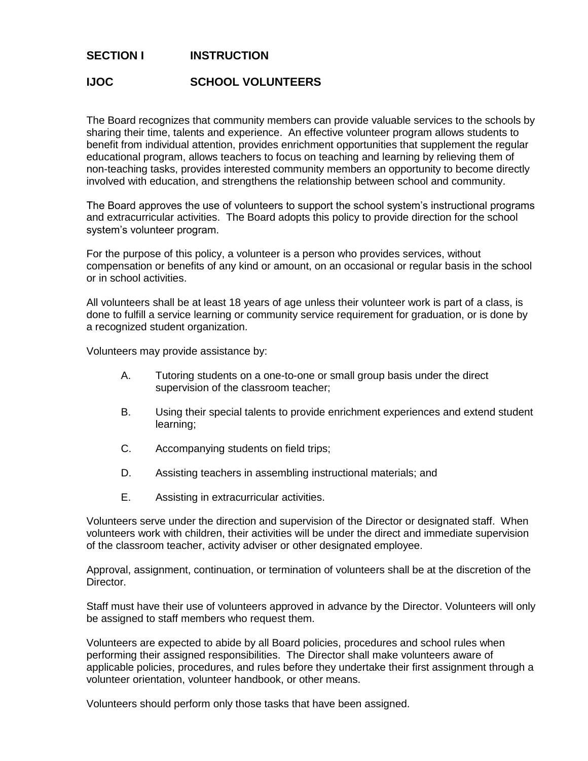## SECTION I INSTRUCTION

## IJOC SCHOOL VOLUNTEERS

The Board recognizes that community members can provide valuable services to the schools by sharing their time, talents and experience. An effective volunteer program allows students to benefit from individual attention, provides enrichment opportunities that supplement the regular educational program, allows teachers to focus on teaching and learning by relieving them of non-teaching tasks, provides interested community members an opportunity to become directly involved with education, and strengthens the relationship between school and community.

The Board approves the use of volunteers to support the school system's instructional programs and extracurricular activities. The Board adopts this policy to provide direction for the school system's volunteer program.

For the purpose of this policy, a volunteer is a person who provides services, without compensation or benefits of any kind or amount, on an occasional or regular basis in the school or in school activities.

All volunteers shall be at least 18 years of age unless their volunteer work is part of a class, is done to fulfill a service learning or community service requirement for graduation, or is done by a recognized student organization.

Volunteers may provide assistance by:

A. Tutoring students on a one-to-one or small group basis under the direct supervision of the classroom teacher;

B. Using their special talents to provide enrichment experiences and extend student learning;

C. Accompanying students on field trips;

D. Assisting teachers in assembling instructional materials; and

E. Assisting in extracurricular activities.

Volunteers serve under the direction and supervision of the Director or designated staff. When volunteers work with children, their activities will be under the direct and immediate supervision of the classroom teacher, activity adviser or other designated employee.

Approval, assignment, continuation, or termination of volunteers shall be at the discretion of the Director.

Staff must have their use of volunteers approved in advance by the Director. Volunteers will only be assigned to staff members who request them.

Volunteers are expected to abide by all Board policies, procedures and school rules when performing their assigned responsibilities. The Director shall make volunteers aware of applicable policies, procedures, and rules before they undertake their first assignment through a volunteer orientation, volunteer handbook, or other means.

Volunteers should perform only those tasks that have been assigned.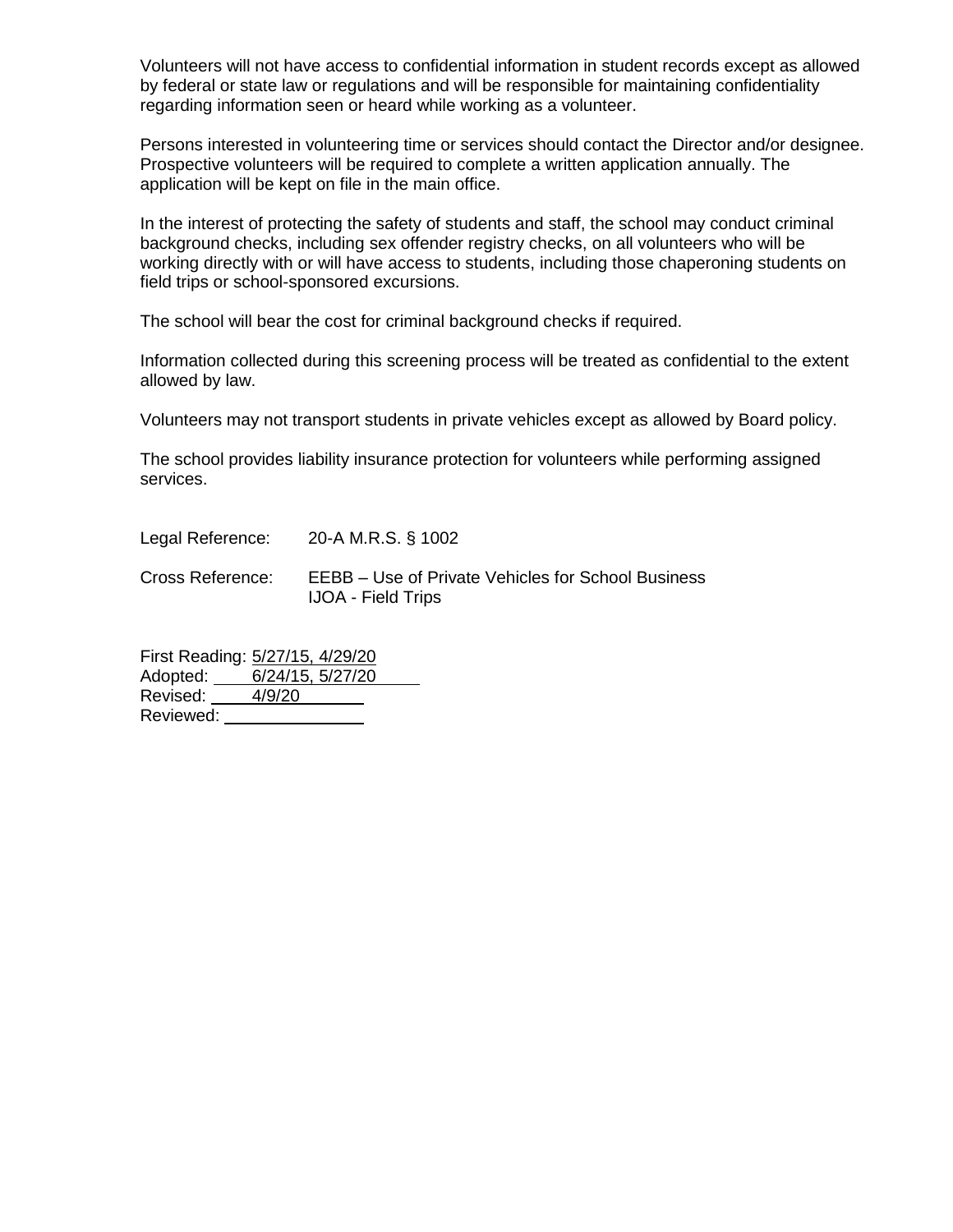Volunteers will not have access to confidential information in student records except as allowed by federal or state law or regulations and will be responsible for maintaining confidentiality regarding information seen or heard while working as a volunteer.

Persons interested in volunteering time or services should contact the Director and/or designee. Prospective volunteers will be required to complete a written application annually. The application will be kept on file in the main office.

In the interest of protecting the safety of students and staff, the school may conduct criminal background checks, including sex offender registry checks, on all volunteers who will be working directly with or will have access to students, including those chaperoning students on field trips or school-sponsored excursions.

The school will bear the cost for criminal background checks if required.

Information collected during this screening process will be treated as confidential to the extent allowed by law.

Volunteers may not transport students in private vehicles except as allowed by Board policy.

The school provides liability insurance protection for volunteers while performing assigned services.

Legal Reference: 20-A M.R.S. § 1002

Cross Reference: EEBB – Use of Private Vehicles for School Business
IJOA - Field Trips

First Reading: 5/27/15, 4/29/20
Adopted: 6/24/15, 5/27/20
Revised: 4/9/20
Reviewed: